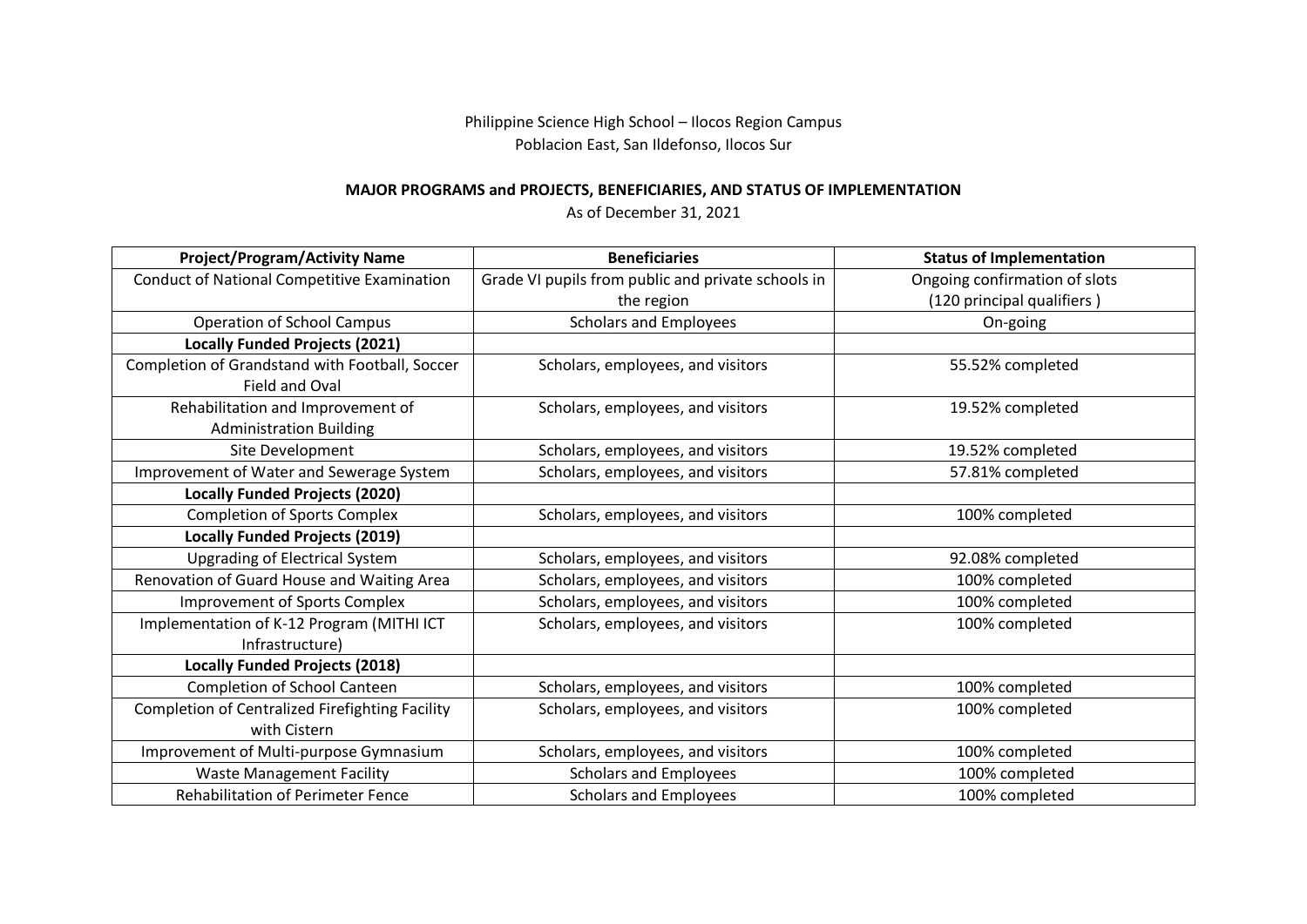Philippine Science High School – Ilocos Region Campus
Poblacion East, San Ildefonso, Ilocos Sur

**MAJOR PROGRAMS and PROJECTS, BENEFICIARIES, AND STATUS OF IMPLEMENTATION**

As of December 31, 2021

| Project/Program/Activity Name | Beneficiaries | Status of Implementation |
|---|---|---|
| Conduct of National Competitive Examination | Grade VI pupils from public and private schools in the region | Ongoing confirmation of slots (120 principal qualifiers ) |
| Operation of School Campus | Scholars and Employees | On-going |
| **Locally Funded Projects (2021)** | | |
| Completion of Grandstand with Football, Soccer Field and Oval | Scholars, employees, and visitors | 55.52% completed |
| Rehabilitation and Improvement of Administration Building | Scholars, employees, and visitors | 19.52% completed |
| Site Development | Scholars, employees, and visitors | 19.52% completed |
| Improvement of Water and Sewerage System | Scholars, employees, and visitors | 57.81% completed |
| **Locally Funded Projects (2020)** | | |
| Completion of Sports Complex | Scholars, employees, and visitors | 100% completed |
| **Locally Funded Projects (2019)** | | |
| Upgrading of Electrical System | Scholars, employees, and visitors | 92.08% completed |
| Renovation of Guard House and Waiting Area | Scholars, employees, and visitors | 100% completed |
| Improvement of Sports Complex | Scholars, employees, and visitors | 100% completed |
| Implementation of K-12 Program (MITHI ICT Infrastructure) | Scholars, employees, and visitors | 100% completed |
| **Locally Funded Projects (2018)** | | |
| Completion of School Canteen | Scholars, employees, and visitors | 100% completed |
| Completion of Centralized Firefighting Facility with Cistern | Scholars, employees, and visitors | 100% completed |
| Improvement of Multi-purpose Gymnasium | Scholars, employees, and visitors | 100% completed |
| Waste Management Facility | Scholars and Employees | 100% completed |
| Rehabilitation of Perimeter Fence | Scholars and Employees | 100% completed |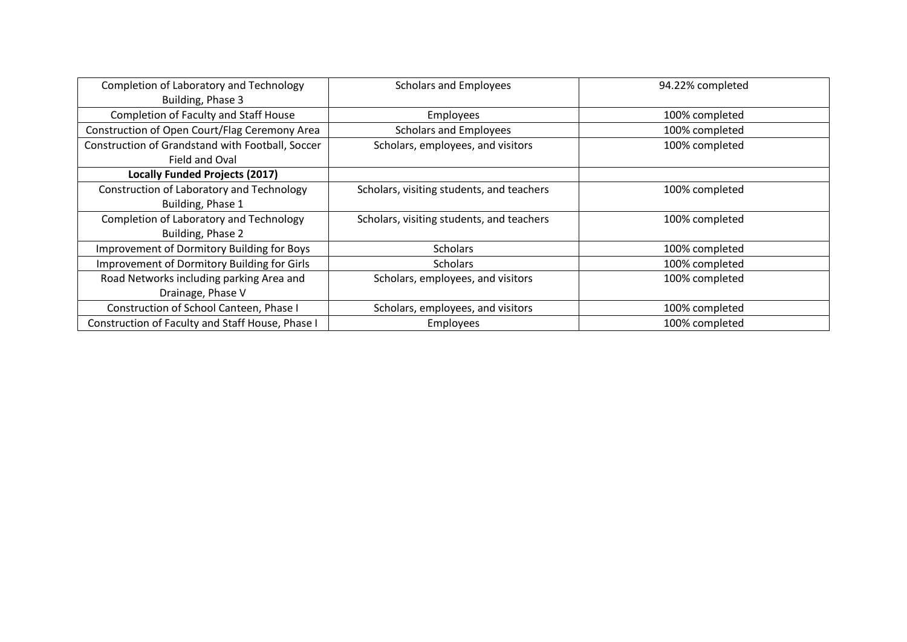| | | |
|---|---|---|
| Completion of Laboratory and Technology Building, Phase 3 | Scholars and Employees | 94.22% completed |
| Completion of Faculty and Staff House | Employees | 100% completed |
| Construction of Open Court/Flag Ceremony Area | Scholars and Employees | 100% completed |
| Construction of Grandstand with Football, Soccer Field and Oval | Scholars, employees, and visitors | 100% completed |
| **Locally Funded Projects (2017)** | | |
| Construction of Laboratory and Technology Building, Phase 1 | Scholars, visiting students, and teachers | 100% completed |
| Completion of Laboratory and Technology Building, Phase 2 | Scholars, visiting students, and teachers | 100% completed |
| Improvement of Dormitory Building for Boys | Scholars | 100% completed |
| Improvement of Dormitory Building for Girls | Scholars | 100% completed |
| Road Networks including parking Area and Drainage, Phase V | Scholars, employees, and visitors | 100% completed |
| Construction of School Canteen, Phase I | Scholars, employees, and visitors | 100% completed |
| Construction of Faculty and Staff House, Phase I | Employees | 100% completed |